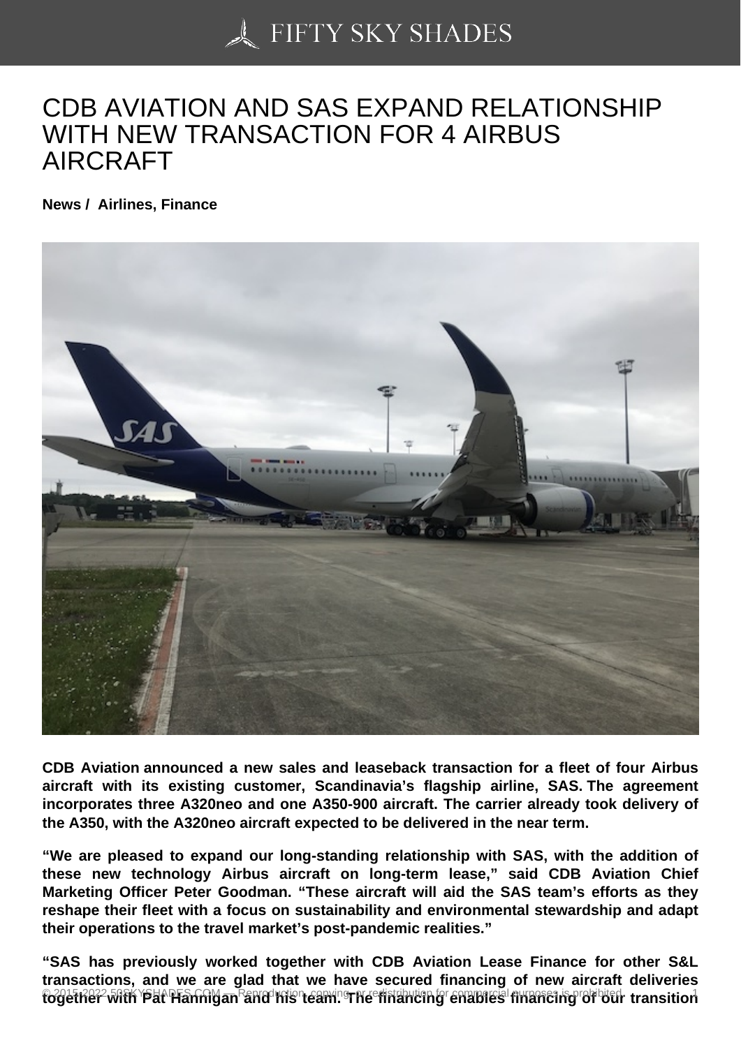# CDB AVIATION AND SAS EXPAND RELATIONSHIP WITH NEW TRANSACTION FOR 4 AIRBUS AIRCRAFT

**News / Airlines, Finance**

**CDB Aviation announced a new sales and leaseback transaction for a fleet of four Airbus aircraft with its existing customer, Scandinavia's flagship airline, SAS. The agreement incorporates three A320neo and one A350-900 aircraft. The carrier already took delivery of the A350, with the A320neo aircraft expected to be delivered in the near term.**

**"We are pleased to expand our long-standing relationship with SAS, with the addition of these new technology Airbus aircraft on long-term lease," said CDB Aviation Chief Marketing Officer Peter Goodman. "These aircraft will aid the SAS team's efforts as they reshape their fleet with a focus on sustainability and environmental stewardship and adapt their operations to the travel market's post-pandemic realities."**

**"SAS has previously worked together with CDB Aviation Lease Finance for other S&L transactions, and we are glad that we have secured financing of new aircraft deliveries together with Pat Hannigan and his team. The financing enables financing of our transition**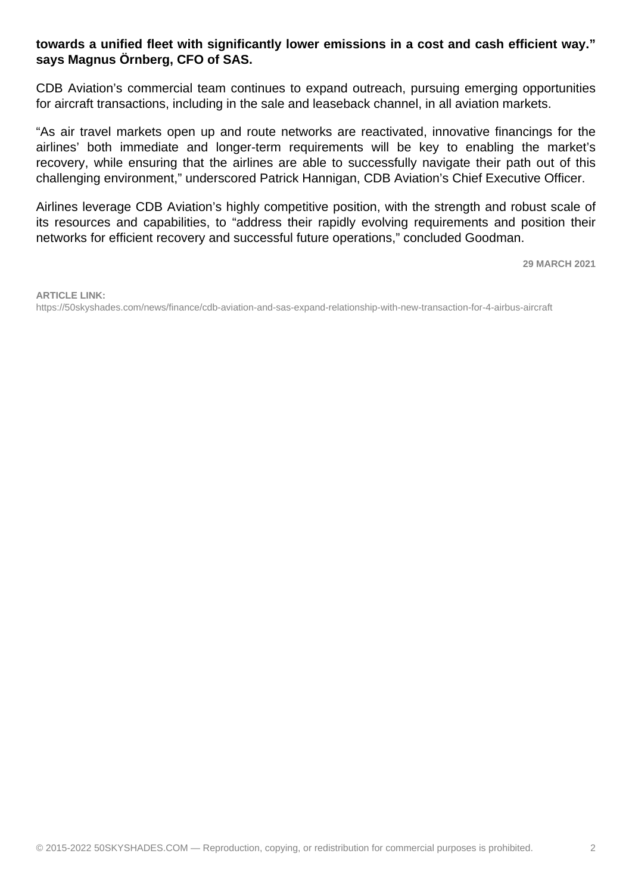**towards a unified fleet with significantly lower emissions in a cost and cash efficient way." says Magnus Örnberg, CFO of SAS.**

CDB Aviation's commercial team continues to expand outreach, pursuing emerging opportunities for aircraft transactions, including in the sale and leaseback channel, in all aviation markets.

"As air travel markets open up and route networks are reactivated, innovative financings for the airlines' both immediate and longer-term requirements will be key to enabling the market's recovery, while ensuring that the airlines are able to successfully navigate their path out of this challenging environment," underscored Patrick Hannigan, CDB Aviation's Chief Executive Officer.

Airlines leverage CDB Aviation's highly competitive position, with the strength and robust scale of its resources and capabilities, to "address their rapidly evolving requirements and position their networks for efficient recovery and successful future operations," concluded Goodman.

**29 MARCH 2021**

**ARTICLE LINK:**
https://50skyshades.com/news/finance/cdb-aviation-and-sas-expand-relationship-with-new-transaction-for-4-airbus-aircraft